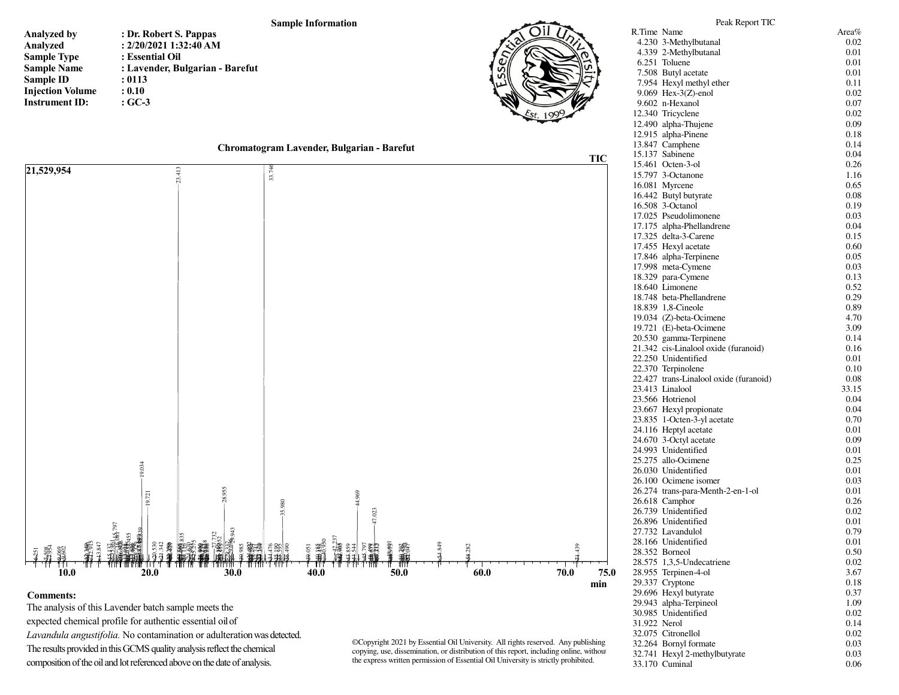## Sample Information

| | |
|---|---|
| **Analyzed by** | : Dr. Robert S. Pappas |
| **Analyzed** | : 2/20/2021 1:32:40 AM |
| **Sample Type** | : Essential Oil |
| **Sample Name** | : Lavender, Bulgarian - Barefut |
| **Sample ID** | : 0113 |
| **Injection Volume** | : 0.10 |
| **Instrument ID:** | : GC-3 |

Essential Oil University Est. 1999

### Chromatogram Lavender, Bulgarian - Barefut

TIC

21,529,954

min

**Comments:**

The analysis of this Lavender batch sample meets the expected chemical profile for authentic essential oil of *Lavandula angustifolia.* No contamination or adulteration was detected. The results provided in this GCMS quality analysis reflect the chemical composition of the oil and lot referenced above on the date of analysis.

©Copyright 2021 by Essential Oil University. All rights reserved. Any publishing copying, use, dissemination, or distribution of this report, including online, without the express written permission of Essential Oil University is strictly prohibited.

### Peak Report TIC

| R.Time | Name | Area% |
|---|---|---|
| 4.230 | 3-Methylbutanal | 0.02 |
| 4.339 | 2-Methylbutanal | 0.01 |
| 6.251 | Toluene | 0.01 |
| 7.508 | Butyl acetate | 0.01 |
| 7.954 | Hexyl methyl ether | 0.11 |
| 9.069 | Hex-3(Z)-enol | 0.02 |
| 9.602 | n-Hexanol | 0.07 |
| 12.340 | Tricyclene | 0.02 |
| 12.490 | alpha-Thujene | 0.09 |
| 12.915 | alpha-Pinene | 0.18 |
| 13.847 | Camphene | 0.14 |
| 15.137 | Sabinene | 0.04 |
| 15.461 | Octen-3-ol | 0.26 |
| 15.797 | 3-Octanone | 1.16 |
| 16.081 | Myrcene | 0.65 |
| 16.442 | Butyl butyrate | 0.08 |
| 16.508 | 3-Octanol | 0.19 |
| 17.025 | Pseudolimonene | 0.03 |
| 17.175 | alpha-Phellandrene | 0.04 |
| 17.325 | delta-3-Carene | 0.15 |
| 17.455 | Hexyl acetate | 0.60 |
| 17.846 | alpha-Terpinene | 0.05 |
| 17.998 | meta-Cymene | 0.03 |
| 18.329 | para-Cymene | 0.13 |
| 18.640 | Limonene | 0.52 |
| 18.748 | beta-Phellandrene | 0.29 |
| 18.839 | 1,8-Cineole | 0.89 |
| 19.034 | (Z)-beta-Ocimene | 4.70 |
| 19.721 | (E)-beta-Ocimene | 3.09 |
| 20.530 | gamma-Terpinene | 0.14 |
| 21.342 | cis-Linalool oxide (furanoid) | 0.16 |
| 22.250 | Unidentified | 0.01 |
| 22.370 | Terpinolene | 0.10 |
| 22.427 | trans-Linalool oxide (furanoid) | 0.08 |
| 23.413 | Linalool | 33.15 |
| 23.566 | Hotrienol | 0.04 |
| 23.667 | Hexyl propionate | 0.04 |
| 23.835 | 1-Octen-3-yl acetate | 0.70 |
| 24.116 | Heptyl acetate | 0.01 |
| 24.670 | 3-Octyl acetate | 0.09 |
| 24.993 | Unidentified | 0.01 |
| 25.275 | allo-Ocimene | 0.25 |
| 26.030 | Unidentified | 0.01 |
| 26.100 | Ocimene isomer | 0.03 |
| 26.274 | trans-para-Menth-2-en-1-ol | 0.01 |
| 26.618 | Camphor | 0.26 |
| 26.739 | Unidentified | 0.02 |
| 26.896 | Unidentified | 0.01 |
| 27.732 | Lavandulol | 0.79 |
| 28.166 | Unidentified | 0.01 |
| 28.352 | Borneol | 0.50 |
| 28.575 | 1,3,5-Undecatriene | 0.02 |
| 28.955 | Terpinen-4-ol | 3.67 |
| 29.337 | Cryptone | 0.18 |
| 29.696 | Hexyl butyrate | 0.37 |
| 29.943 | alpha-Terpineol | 1.09 |
| 30.985 | Unidentified | 0.02 |
| 31.922 | Nerol | 0.14 |
| 32.075 | Citronellol | 0.02 |
| 32.264 | Bornyl formate | 0.03 |
| 32.741 | Hexyl 2-methylbutyrate | 0.03 |
| 33.170 | Cuminal | 0.06 |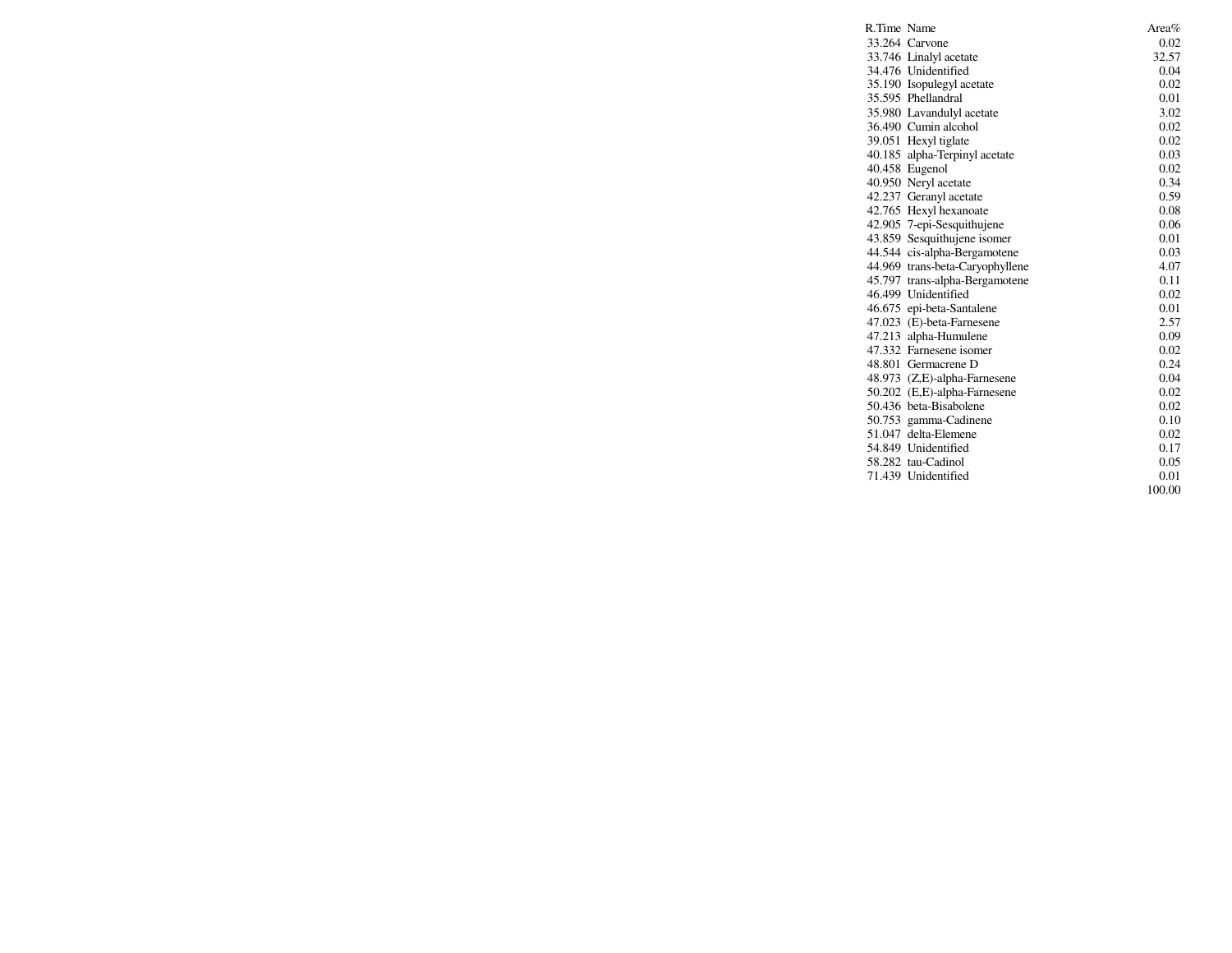| R.Time | Name | Area% |
|---|---|---|
| 33.264 | Carvone | 0.02 |
| 33.746 | Linalyl acetate | 32.57 |
| 34.476 | Unidentified | 0.04 |
| 35.190 | Isopulegyl acetate | 0.02 |
| 35.595 | Phellandral | 0.01 |
| 35.980 | Lavandulyl acetate | 3.02 |
| 36.490 | Cumin alcohol | 0.02 |
| 39.051 | Hexyl tiglate | 0.02 |
| 40.185 | alpha-Terpinyl acetate | 0.03 |
| 40.458 | Eugenol | 0.02 |
| 40.950 | Neryl acetate | 0.34 |
| 42.237 | Geranyl acetate | 0.59 |
| 42.765 | Hexyl hexanoate | 0.08 |
| 42.905 | 7-epi-Sesquithujene | 0.06 |
| 43.859 | Sesquithujene isomer | 0.01 |
| 44.544 | cis-alpha-Bergamotene | 0.03 |
| 44.969 | trans-beta-Caryophyllene | 4.07 |
| 45.797 | trans-alpha-Bergamotene | 0.11 |
| 46.499 | Unidentified | 0.02 |
| 46.675 | epi-beta-Santalene | 0.01 |
| 47.023 | (E)-beta-Farnesene | 2.57 |
| 47.213 | alpha-Humulene | 0.09 |
| 47.332 | Farnesene isomer | 0.02 |
| 48.801 | Germacrene D | 0.24 |
| 48.973 | (Z,E)-alpha-Farnesene | 0.04 |
| 50.202 | (E,E)-alpha-Farnesene | 0.02 |
| 50.436 | beta-Bisabolene | 0.02 |
| 50.753 | gamma-Cadinene | 0.10 |
| 51.047 | delta-Elemene | 0.02 |
| 54.849 | Unidentified | 0.17 |
| 58.282 | tau-Cadinol | 0.05 |
| 71.439 | Unidentified | 0.01 |
| | | 100.00 |